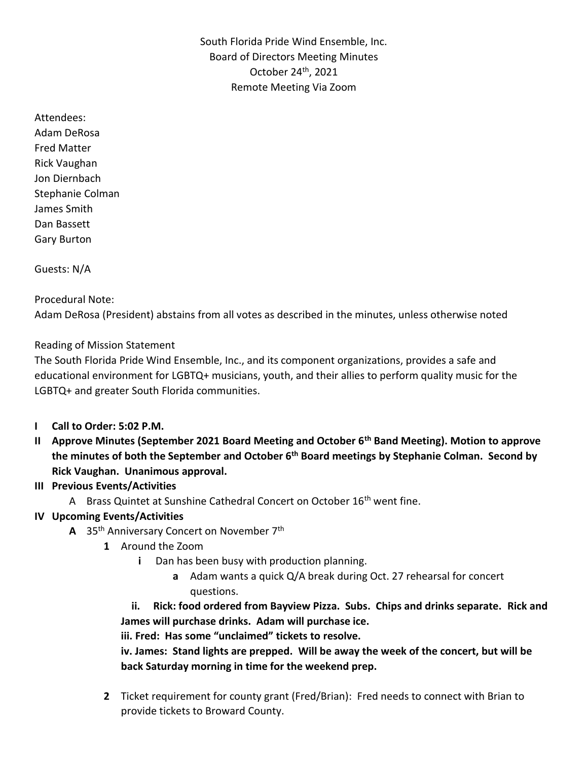South Florida Pride Wind Ensemble, Inc.
Board of Directors Meeting Minutes
October 24th, 2021
Remote Meeting Via Zoom

Attendees:
Adam DeRosa
Fred Matter
Rick Vaughan
Jon Diernbach
Stephanie Colman
James Smith
Dan Bassett
Gary Burton

Guests: N/A

Procedural Note:
Adam DeRosa (President) abstains from all votes as described in the minutes, unless otherwise noted

Reading of Mission Statement
The South Florida Pride Wind Ensemble, Inc., and its component organizations, provides a safe and educational environment for LGBTQ+ musicians, youth, and their allies to perform quality music for the LGBTQ+ and greater South Florida communities.

- **I Call to Order: 5:02 P.M.**
- **II Approve Minutes (September 2021 Board Meeting and October 6th Band Meeting). Motion to approve the minutes of both the September and October 6th Board meetings by Stephanie Colman. Second by Rick Vaughan. Unanimous approval.**
- **III Previous Events/Activities**
  - A Brass Quintet at Sunshine Cathedral Concert on October 16th went fine.
- **IV Upcoming Events/Activities**
  - **A** 35th Anniversary Concert on November 7th
    - **1** Around the Zoom
      - **i** Dan has been busy with production planning.
        - **a** Adam wants a quick Q/A break during Oct. 27 rehearsal for concert questions.
      - **ii. Rick: food ordered from Bayview Pizza. Subs. Chips and drinks separate. Rick and James will purchase drinks. Adam will purchase ice.**
      - **iii. Fred: Has some "unclaimed" tickets to resolve.**
      - **iv. James: Stand lights are prepped. Will be away the week of the concert, but will be back Saturday morning in time for the weekend prep.**
    - **2** Ticket requirement for county grant (Fred/Brian): Fred needs to connect with Brian to provide tickets to Broward County.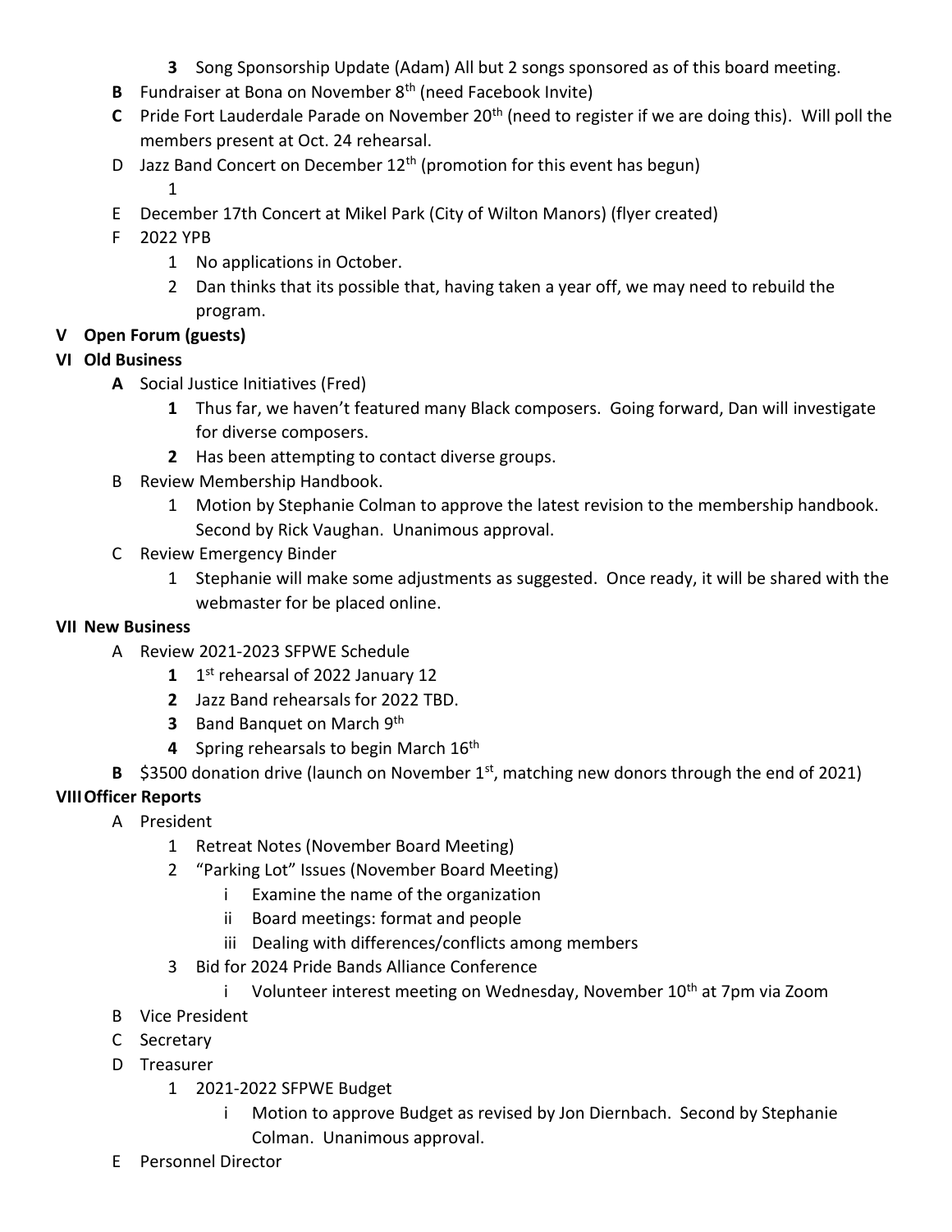- **3** Song Sponsorship Update (Adam) All but 2 songs sponsored as of this board meeting.
- **B** Fundraiser at Bona on November 8th (need Facebook Invite)
- **C** Pride Fort Lauderdale Parade on November 20th (need to register if we are doing this). Will poll the members present at Oct. 24 rehearsal.
- D Jazz Band Concert on December 12th (promotion for this event has begun)
   - 1
- E December 17th Concert at Mikel Park (City of Wilton Manors) (flyer created)
- F 2022 YPB
   - 1 No applications in October.
   - 2 Dan thinks that its possible that, having taken a year off, we may need to rebuild the program.

**V Open Forum (guests)**

**VI Old Business**

- **A** Social Justice Initiatives (Fred)
   - **1** Thus far, we haven't featured many Black composers. Going forward, Dan will investigate for diverse composers.
   - **2** Has been attempting to contact diverse groups.
- B Review Membership Handbook.
   - 1 Motion by Stephanie Colman to approve the latest revision to the membership handbook. Second by Rick Vaughan. Unanimous approval.
- C Review Emergency Binder
   - 1 Stephanie will make some adjustments as suggested. Once ready, it will be shared with the webmaster for be placed online.

**VII New Business**

- A Review 2021-2023 SFPWE Schedule
   - **1** 1st rehearsal of 2022 January 12
   - **2** Jazz Band rehearsals for 2022 TBD.
   - **3** Band Banquet on March 9th
   - **4** Spring rehearsals to begin March 16th
- **B** $3500 donation drive (launch on November 1st, matching new donors through the end of 2021)

**VIII Officer Reports**

- A President
   - 1 Retreat Notes (November Board Meeting)
   - 2 "Parking Lot" Issues (November Board Meeting)
      - i Examine the name of the organization
      - ii Board meetings: format and people
      - iii Dealing with differences/conflicts among members
   - 3 Bid for 2024 Pride Bands Alliance Conference
      - i Volunteer interest meeting on Wednesday, November 10th at 7pm via Zoom
- B Vice President
- C Secretary
- D Treasurer
   - 1 2021-2022 SFPWE Budget
      - i Motion to approve Budget as revised by Jon Diernbach. Second by Stephanie Colman. Unanimous approval.
- E Personnel Director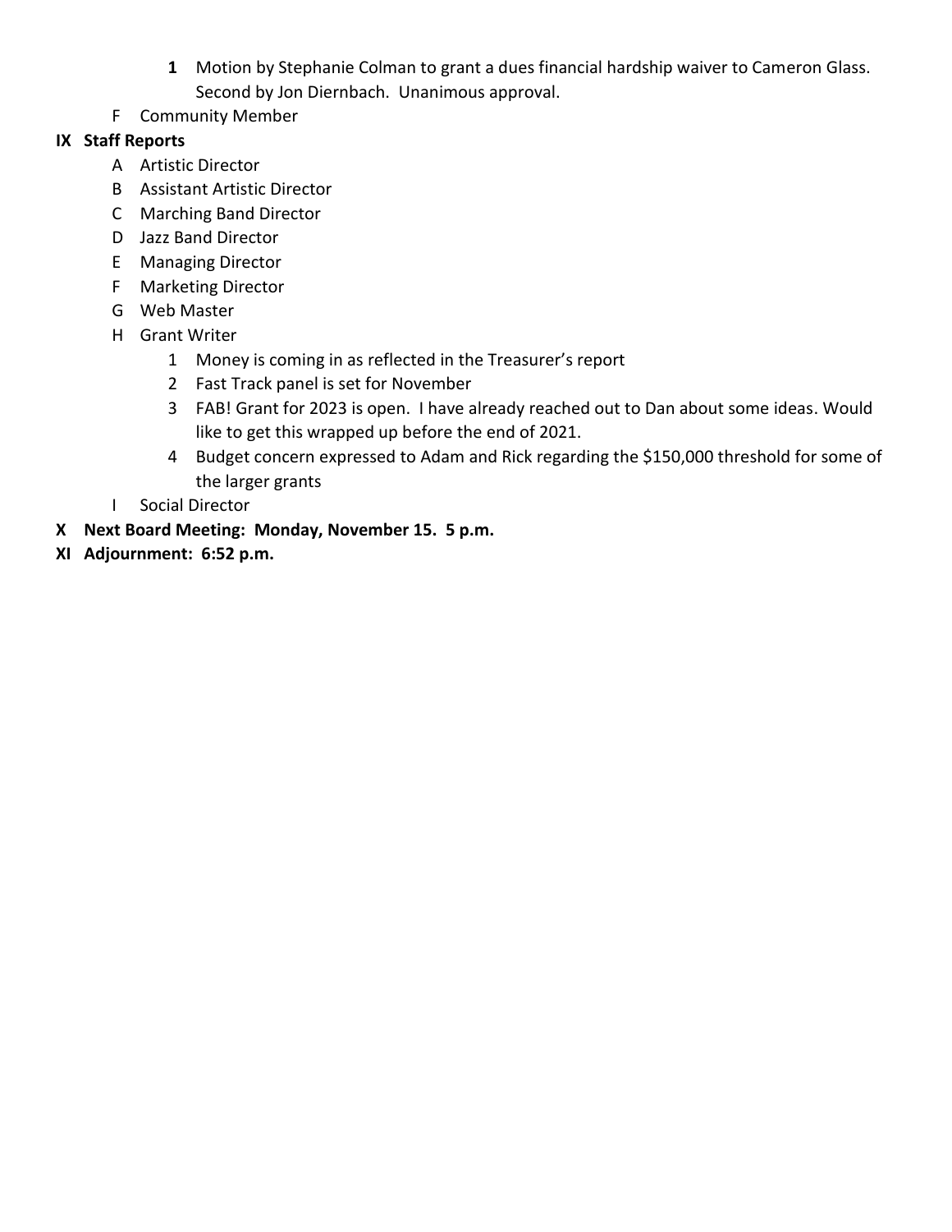1. Motion by Stephanie Colman to grant a dues financial hardship waiver to Cameron Glass. Second by Jon Diernbach. Unanimous approval.

F Community Member

**IX Staff Reports**

A Artistic Director

B Assistant Artistic Director

C Marching Band Director

D Jazz Band Director

E Managing Director

F Marketing Director

G Web Master

H Grant Writer

1. Money is coming in as reflected in the Treasurer's report
2. Fast Track panel is set for November
3. FAB! Grant for 2023 is open. I have already reached out to Dan about some ideas. Would like to get this wrapped up before the end of 2021.
4. Budget concern expressed to Adam and Rick regarding the $150,000 threshold for some of the larger grants

I Social Director

**X Next Board Meeting: Monday, November 15. 5 p.m.**

**XI Adjournment: 6:52 p.m.**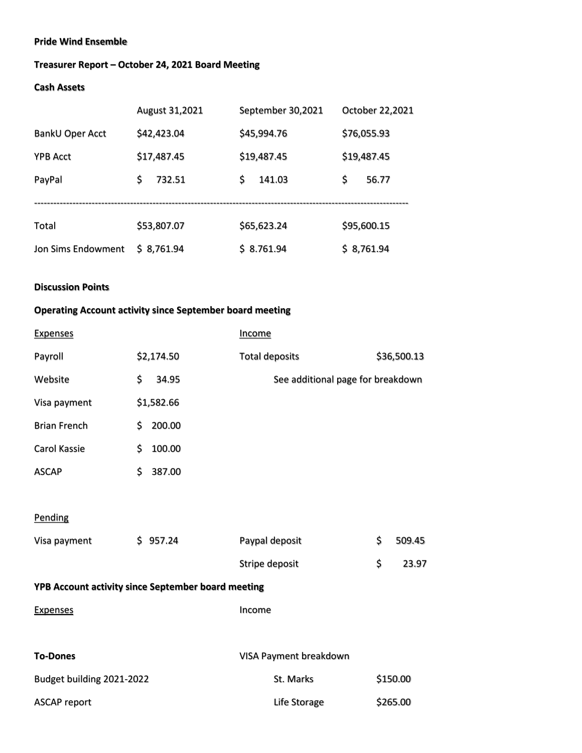**Pride Wind Ensemble**

**Treasurer Report – October 24, 2021 Board Meeting**

**Cash Assets**

| | August 31,2021 | September 30,2021 | October 22,2021 |
|---|---|---|---|
| BankU Oper Acct | $42,423.04 | $45,994.76 | $76,055.93 |
| YPB Acct | $17,487.45 | $19,487.45 | $19,487.45 |
| PayPal | $ 732.51 | $ 141.03 | $ 56.77 |
| Total | $53,807.07 | $65,623.24 | $95,600.15 |
| Jon Sims Endowment | $ 8,761.94 | $ 8.761.94 | $ 8,761.94 |

**Discussion Points**

**Operating Account activity since September board meeting**

| Expenses | | Income | |
|---|---|---|---|
| Payroll | $2,174.50 | Total deposits | $36,500.13 |
| Website | $ 34.95 | See additional page for breakdown | |
| Visa payment | $1,582.66 | | |
| Brian French | $ 200.00 | | |
| Carol Kassie | $ 100.00 | | |
| ASCAP | $ 387.00 | | |

Pending

| | | | |
|---|---|---|---|
| Visa payment | $ 957.24 | Paypal deposit | $ 509.45 |
| | | Stripe deposit | $ 23.97 |

**YPB Account activity since September board meeting**

| Expenses | Income |
|---|---|
| | |

**To-Dones**

Budget building 2021-2022

ASCAP report

VISA Payment breakdown

| | |
|---|---|
| St. Marks | $150.00 |
| Life Storage | $265.00 |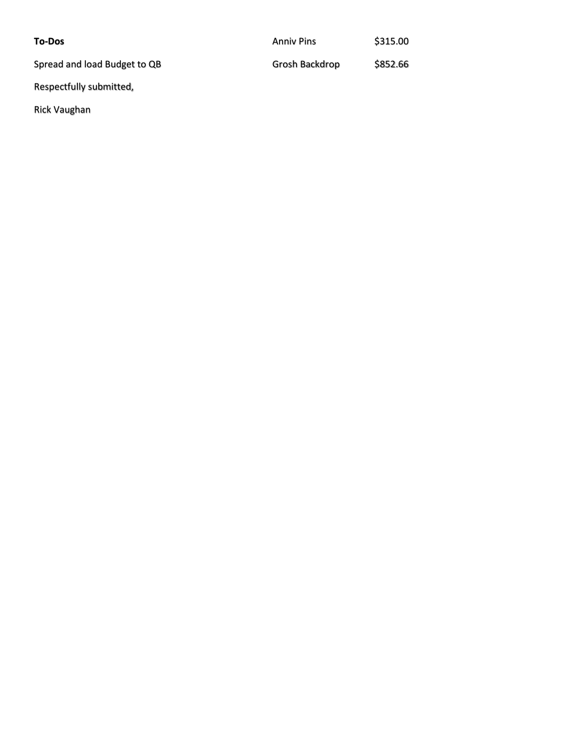**To-Dos**

Spread and load Budget to QB

Respectfully submitted,

Rick Vaughan

| | |
|---|---|
| Anniv Pins | $315.00 |
| Grosh Backdrop | $852.66 |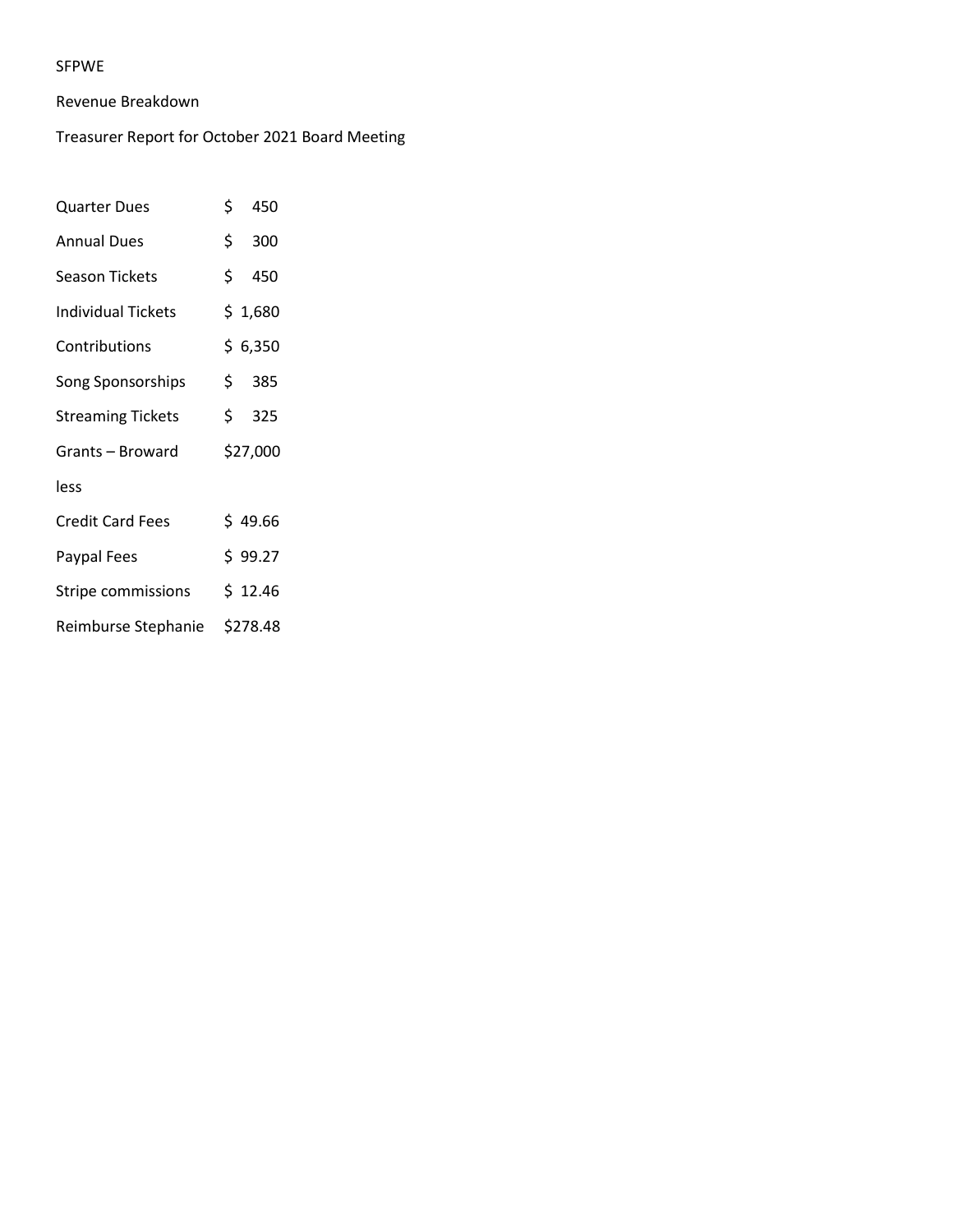SFPWE

Revenue Breakdown

Treasurer Report for October 2021 Board Meeting

| | |
|---|---|
| Quarter Dues | $ 450 |
| Annual Dues | $ 300 |
| Season Tickets | $ 450 |
| Individual Tickets | $ 1,680 |
| Contributions | $ 6,350 |
| Song Sponsorships | $ 385 |
| Streaming Tickets | $ 325 |
| Grants – Broward | $27,000 |
| less | |
| Credit Card Fees | $ 49.66 |
| Paypal Fees | $ 99.27 |
| Stripe commissions | $ 12.46 |
| Reimburse Stephanie | $278.48 |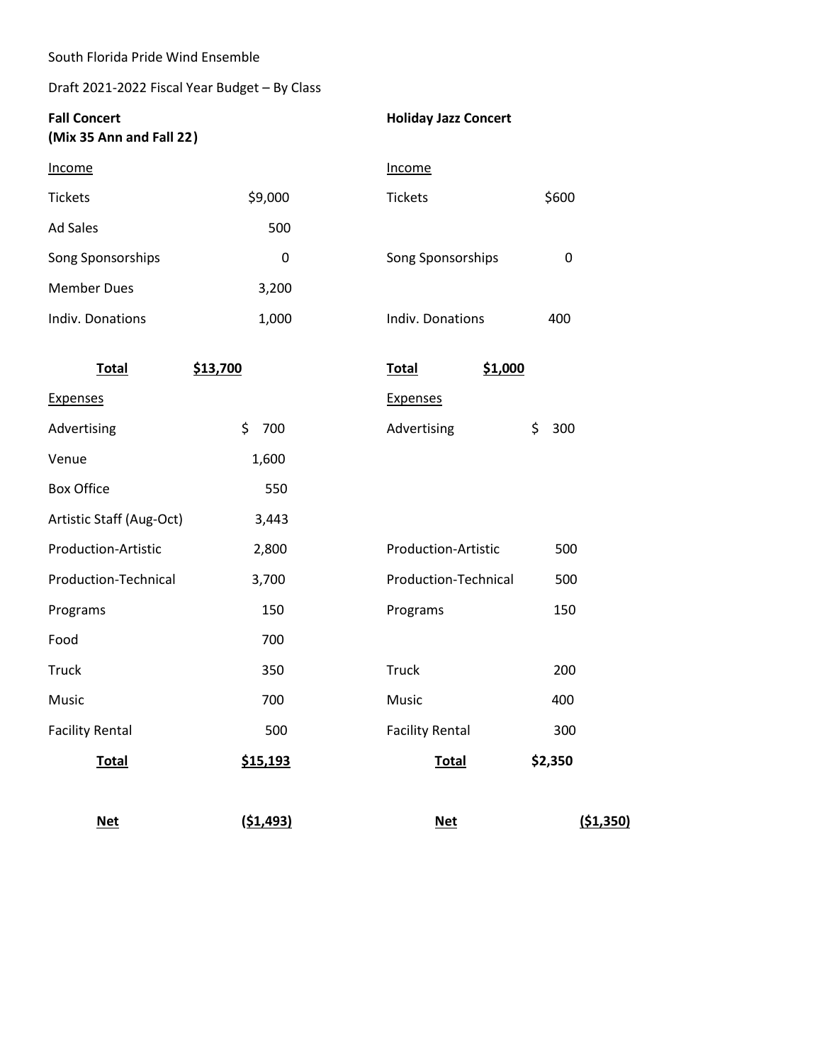South Florida Pride Wind Ensemble

Draft 2021-2022 Fiscal Year Budget – By Class

**Fall Concert**
**(Mix 35 Ann and Fall 22)**

| Income | |
|---|---|
| Tickets | $9,000 |
| Ad Sales | 500 |
| Song Sponsorships | 0 |
| Member Dues | 3,200 |
| Indiv. Donations | 1,000 |
| **Total** | **$13,700** |

| Expenses | |
|---|---|
| Advertising | $ 700 |
| Venue | 1,600 |
| Box Office | 550 |
| Artistic Staff (Aug-Oct) | 3,443 |
| Production-Artistic | 2,800 |
| Production-Technical | 3,700 |
| Programs | 150 |
| Food | 700 |
| Truck | 350 |
| Music | 700 |
| Facility Rental | 500 |
| **Total** | **$15,193** |
| **Net** | **($1,493)** |

**Holiday Jazz Concert**

| Income | |
|---|---|
| Tickets | $600 |
| Song Sponsorships | 0 |
| Indiv. Donations | 400 |
| **Total** | **$1,000** |

| Expenses | |
|---|---|
| Advertising | $ 300 |
| Production-Artistic | 500 |
| Production-Technical | 500 |
| Programs | 150 |
| Truck | 200 |
| Music | 400 |
| Facility Rental | 300 |
| **Total** | **$2,350** |
| **Net** | **($1,350)** |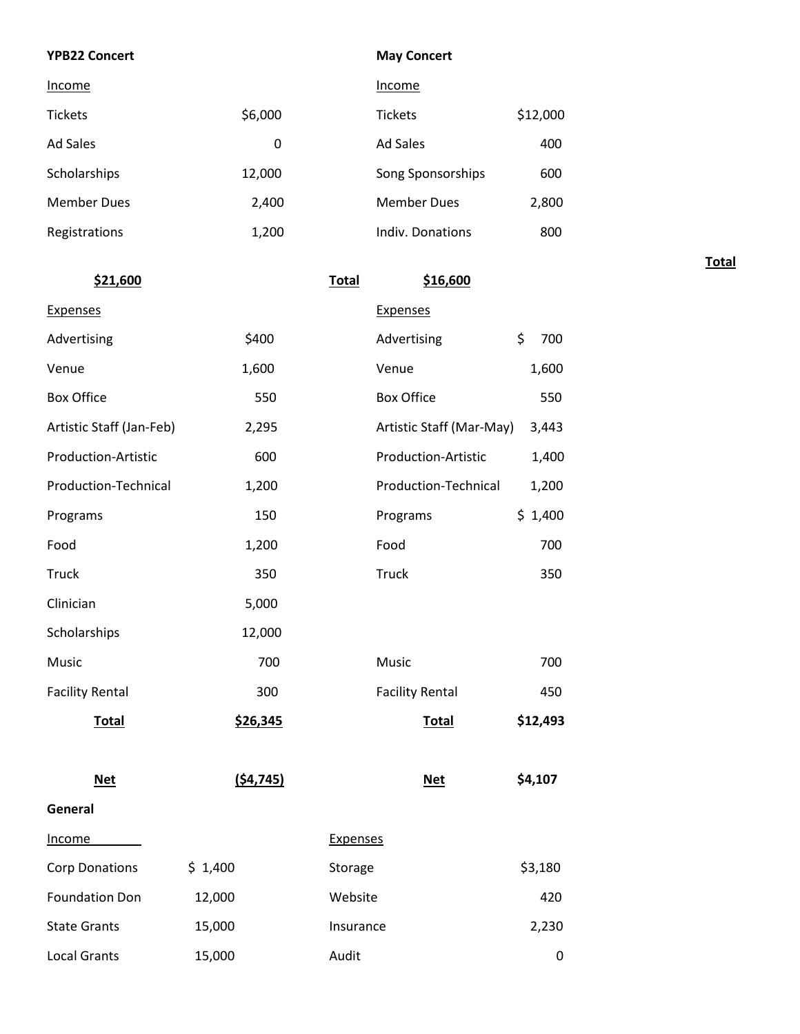**YPB22 Concert**

Income

| | |
|---|---|
| Tickets | $6,000 |
| Ad Sales | 0 |
| Scholarships | 12,000 |
| Member Dues | 2,400 |
| Registrations | 1,200 |
| **$21,600** | |

Expenses

| | |
|---|---|
| Advertising | $400 |
| Venue | 1,600 |
| Box Office | 550 |
| Artistic Staff (Jan-Feb) | 2,295 |
| Production-Artistic | 600 |
| Production-Technical | 1,200 |
| Programs | 150 |
| Food | 1,200 |
| Truck | 350 |
| Clinician | 5,000 |
| Scholarships | 12,000 |
| Music | 700 |
| Facility Rental | 300 |
| **Total** | **$26,345** |
| **Net** | **($4,745)** |

**May Concert**

Income

| | |
|---|---|
| Tickets | $12,000 |
| Ad Sales | 400 |
| Song Sponsorships | 600 |
| Member Dues | 2,800 |
| Indiv. Donations | 800 |
| **Total** | **$16,600** |

Expenses

| | |
|---|---|
| Advertising | $ 700 |
| Venue | 1,600 |
| Box Office | 550 |
| Artistic Staff (Mar-May) | 3,443 |
| Production-Artistic | 1,400 |
| Production-Technical | 1,200 |
| Programs | $ 1,400 |
| Food | 700 |
| Truck | 350 |
| Music | 700 |
| Facility Rental | 450 |
| **Total** | **$12,493** |
| **Net** | **$4,107** |

**Total**

**General**

Income

| | |
|---|---|
| Corp Donations | $ 1,400 |
| Foundation Don | 12,000 |
| State Grants | 15,000 |
| Local Grants | 15,000 |

Expenses

| | |
|---|---|
| Storage | $3,180 |
| Website | 420 |
| Insurance | 2,230 |
| Audit | 0 |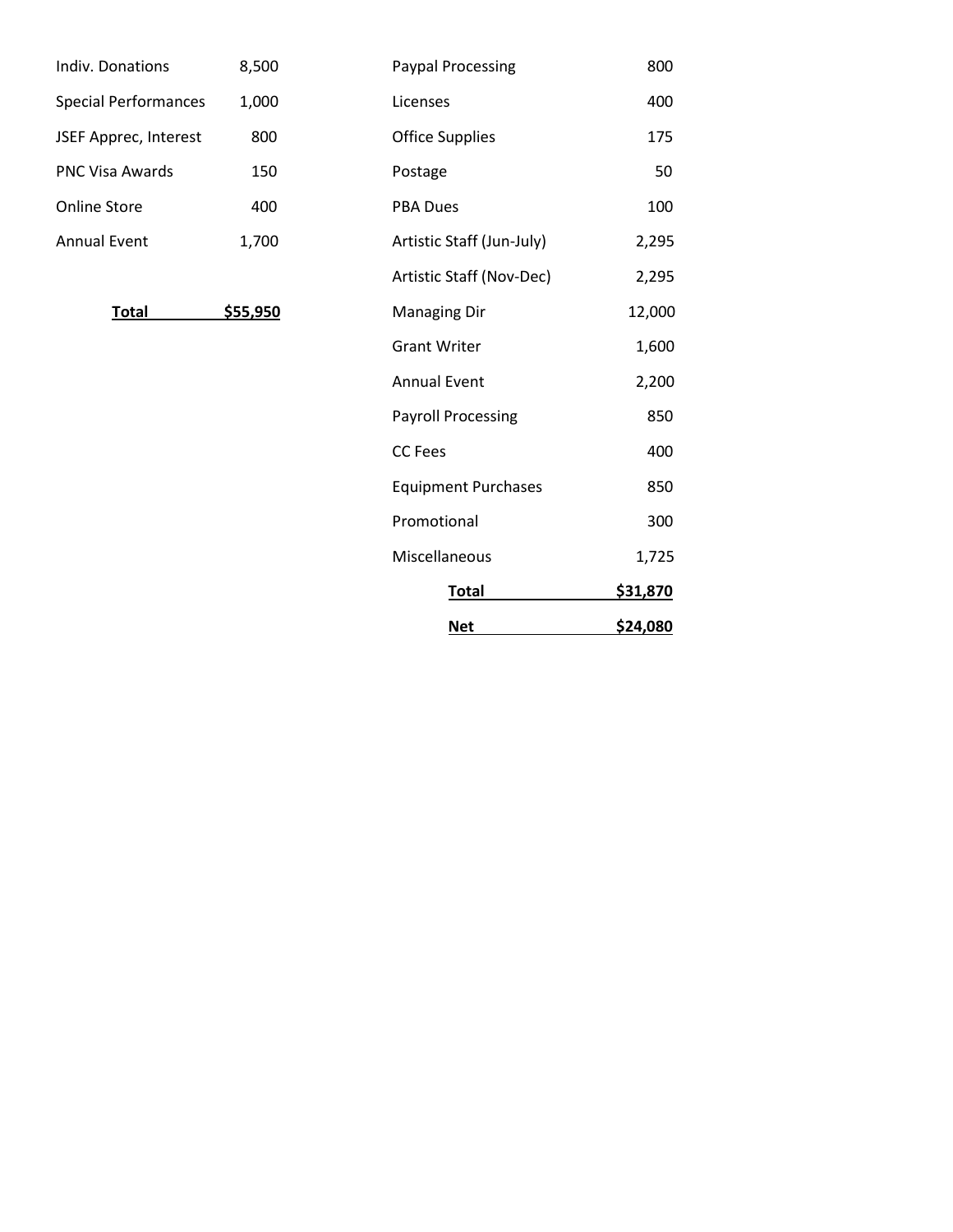| | | | |
|---|---|---|---|
| Indiv. Donations | 8,500 | Paypal Processing | 800 |
| Special Performances | 1,000 | Licenses | 400 |
| JSEF Apprec, Interest | 800 | Office Supplies | 175 |
| PNC Visa Awards | 150 | Postage | 50 |
| Online Store | 400 | PBA Dues | 100 |
| Annual Event | 1,700 | Artistic Staff (Jun-July) | 2,295 |
| | | Artistic Staff (Nov-Dec) | 2,295 |
| **Total** | **$55,950** | Managing Dir | 12,000 |
| | | Grant Writer | 1,600 |
| | | Annual Event | 2,200 |
| | | Payroll Processing | 850 |
| | | CC Fees | 400 |
| | | Equipment Purchases | 850 |
| | | Promotional | 300 |
| | | Miscellaneous | 1,725 |
| | | **Total** | **$31,870** |
| | | **Net** | **$24,080** |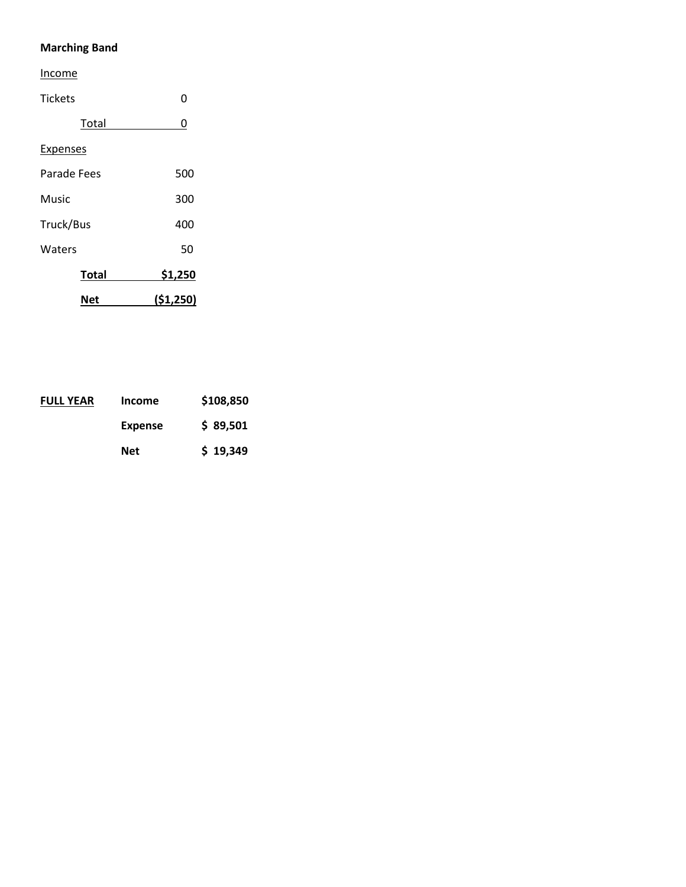**Marching Band**

| | |
|---|---|
| Income | |
| Tickets | 0 |
| Total | 0 |
| Expenses | |
| Parade Fees | 500 |
| Music | 300 |
| Truck/Bus | 400 |
| Waters | 50 |
| **Total** | **$1,250** |
| **Net** | **($1,250)** |

| | | |
|---|---|---|
| **FULL YEAR** | **Income** | **$108,850** |
| | **Expense** | **$ 89,501** |
| | **Net** | **$ 19,349** |